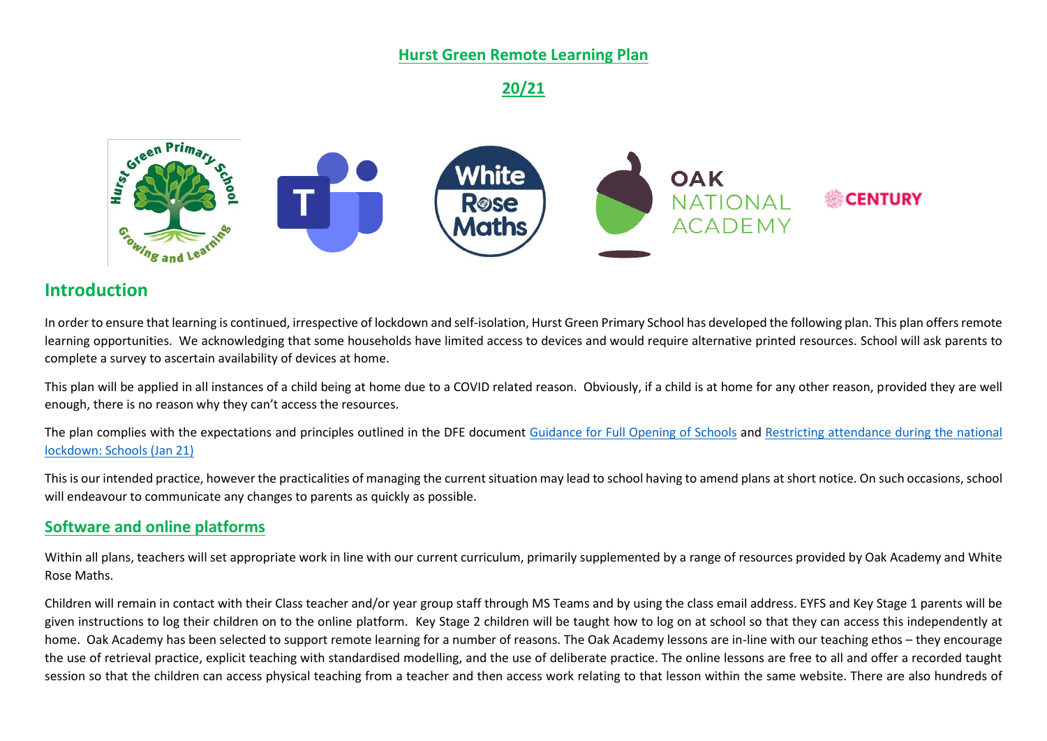# Hurst Green Remote Learning Plan

## 20/21

## Introduction

In order to ensure that learning is continued, irrespective of lockdown and self-isolation, Hurst Green Primary School has developed the following plan. This plan offers remote learning opportunities. We acknowledging that some households have limited access to devices and would require alternative printed resources. School will ask parents to complete a survey to ascertain availability of devices at home.

This plan will be applied in all instances of a child being at home due to a COVID related reason. Obviously, if a child is at home for any other reason, provided they are well enough, there is no reason why they can't access the resources.

The plan complies with the expectations and principles outlined in the DFE document Guidance for Full Opening of Schools and Restricting attendance during the national lockdown: Schools (Jan 21)

This is our intended practice, however the practicalities of managing the current situation may lead to school having to amend plans at short notice. On such occasions, school will endeavour to communicate any changes to parents as quickly as possible.

## Software and online platforms

Within all plans, teachers will set appropriate work in line with our current curriculum, primarily supplemented by a range of resources provided by Oak Academy and White Rose Maths.

Children will remain in contact with their Class teacher and/or year group staff through MS Teams and by using the class email address. EYFS and Key Stage 1 parents will be given instructions to log their children on to the online platform. Key Stage 2 children will be taught how to log on at school so that they can access this independently at home. Oak Academy has been selected to support remote learning for a number of reasons. The Oak Academy lessons are in-line with our teaching ethos – they encourage the use of retrieval practice, explicit teaching with standardised modelling, and the use of deliberate practice. The online lessons are free to all and offer a recorded taught session so that the children can access physical teaching from a teacher and then access work relating to that lesson within the same website. There are also hundreds of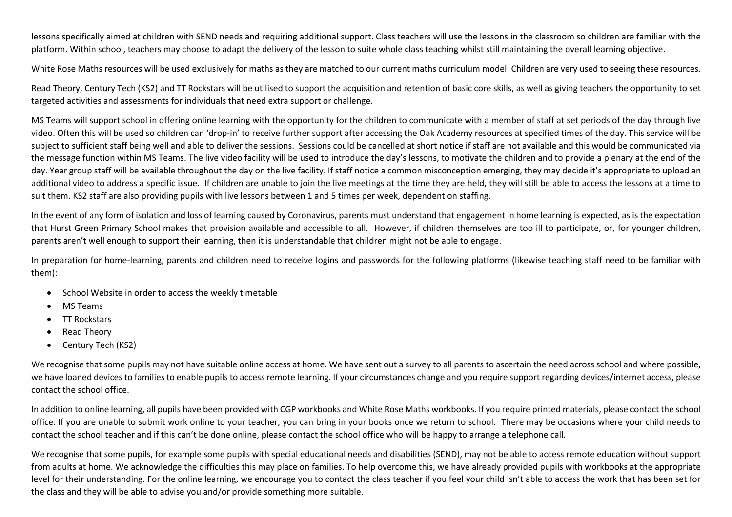lessons specifically aimed at children with SEND needs and requiring additional support. Class teachers will use the lessons in the classroom so children are familiar with the platform. Within school, teachers may choose to adapt the delivery of the lesson to suite whole class teaching whilst still maintaining the overall learning objective.

White Rose Maths resources will be used exclusively for maths as they are matched to our current maths curriculum model. Children are very used to seeing these resources.

Read Theory, Century Tech (KS2) and TT Rockstars will be utilised to support the acquisition and retention of basic core skills, as well as giving teachers the opportunity to set targeted activities and assessments for individuals that need extra support or challenge.

MS Teams will support school in offering online learning with the opportunity for the children to communicate with a member of staff at set periods of the day through live video. Often this will be used so children can 'drop-in' to receive further support after accessing the Oak Academy resources at specified times of the day. This service will be subject to sufficient staff being well and able to deliver the sessions. Sessions could be cancelled at short notice if staff are not available and this would be communicated via the message function within MS Teams. The live video facility will be used to introduce the day's lessons, to motivate the children and to provide a plenary at the end of the day. Year group staff will be available throughout the day on the live facility. If staff notice a common misconception emerging, they may decide it's appropriate to upload an additional video to address a specific issue. If children are unable to join the live meetings at the time they are held, they will still be able to access the lessons at a time to suit them. KS2 staff are also providing pupils with live lessons between 1 and 5 times per week, dependent on staffing.

In the event of any form of isolation and loss of learning caused by Coronavirus, parents must understand that engagement in home learning is expected, as is the expectation that Hurst Green Primary School makes that provision available and accessible to all. However, if children themselves are too ill to participate, or, for younger children, parents aren't well enough to support their learning, then it is understandable that children might not be able to engage.

In preparation for home-learning, parents and children need to receive logins and passwords for the following platforms (likewise teaching staff need to be familiar with them):

- School Website in order to access the weekly timetable
- MS Teams
- TT Rockstars
- Read Theory
- Century Tech (KS2)

We recognise that some pupils may not have suitable online access at home. We have sent out a survey to all parents to ascertain the need across school and where possible, we have loaned devices to families to enable pupils to access remote learning. If your circumstances change and you require support regarding devices/internet access, please contact the school office.

In addition to online learning, all pupils have been provided with CGP workbooks and White Rose Maths workbooks. If you require printed materials, please contact the school office. If you are unable to submit work online to your teacher, you can bring in your books once we return to school. There may be occasions where your child needs to contact the school teacher and if this can't be done online, please contact the school office who will be happy to arrange a telephone call.

We recognise that some pupils, for example some pupils with special educational needs and disabilities (SEND), may not be able to access remote education without support from adults at home. We acknowledge the difficulties this may place on families. To help overcome this, we have already provided pupils with workbooks at the appropriate level for their understanding. For the online learning, we encourage you to contact the class teacher if you feel your child isn't able to access the work that has been set for the class and they will be able to advise you and/or provide something more suitable.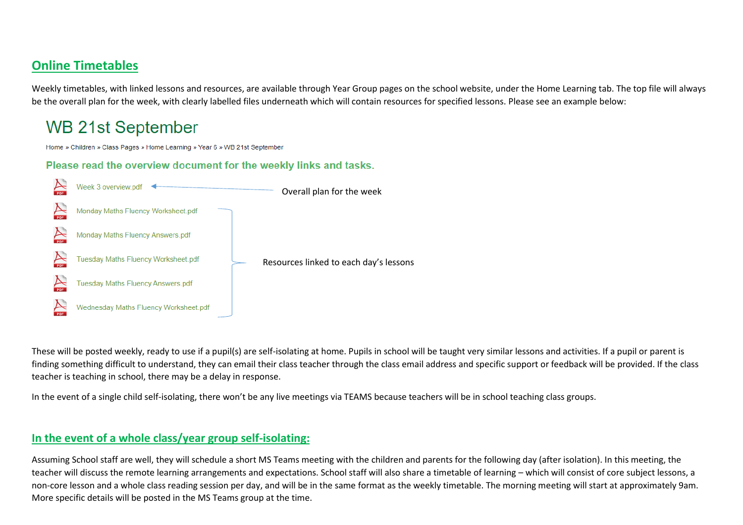## Online Timetables

Weekly timetables, with linked lessons and resources, are available through Year Group pages on the school website, under the Home Learning tab. The top file will always be the overall plan for the week, with clearly labelled files underneath which will contain resources for specified lessons. Please see an example below:

### WB 21st September

Home » Children » Class Pages » Home Learning » Year 6 » WB 21st September

**Please read the overview document for the weekly links and tasks.**

- Week 3 overview.pdf ← Overall plan for the week
- Monday Maths Fluency Worksheet.pdf
- Monday Maths Fluency Answers.pdf
- Tuesday Maths Fluency Worksheet.pdf
- Tuesday Maths Fluency Answers.pdf
- Wednesday Maths Fluency Worksheet.pdf

(Resources linked to each day's lessons)

These will be posted weekly, ready to use if a pupil(s) are self-isolating at home. Pupils in school will be taught very similar lessons and activities. If a pupil or parent is finding something difficult to understand, they can email their class teacher through the class email address and specific support or feedback will be provided. If the class teacher is teaching in school, there may be a delay in response.

In the event of a single child self-isolating, there won't be any live meetings via TEAMS because teachers will be in school teaching class groups.

## In the event of a whole class/year group self-isolating:

Assuming School staff are well, they will schedule a short MS Teams meeting with the children and parents for the following day (after isolation). In this meeting, the teacher will discuss the remote learning arrangements and expectations. School staff will also share a timetable of learning – which will consist of core subject lessons, a non-core lesson and a whole class reading session per day, and will be in the same format as the weekly timetable. The morning meeting will start at approximately 9am. More specific details will be posted in the MS Teams group at the time.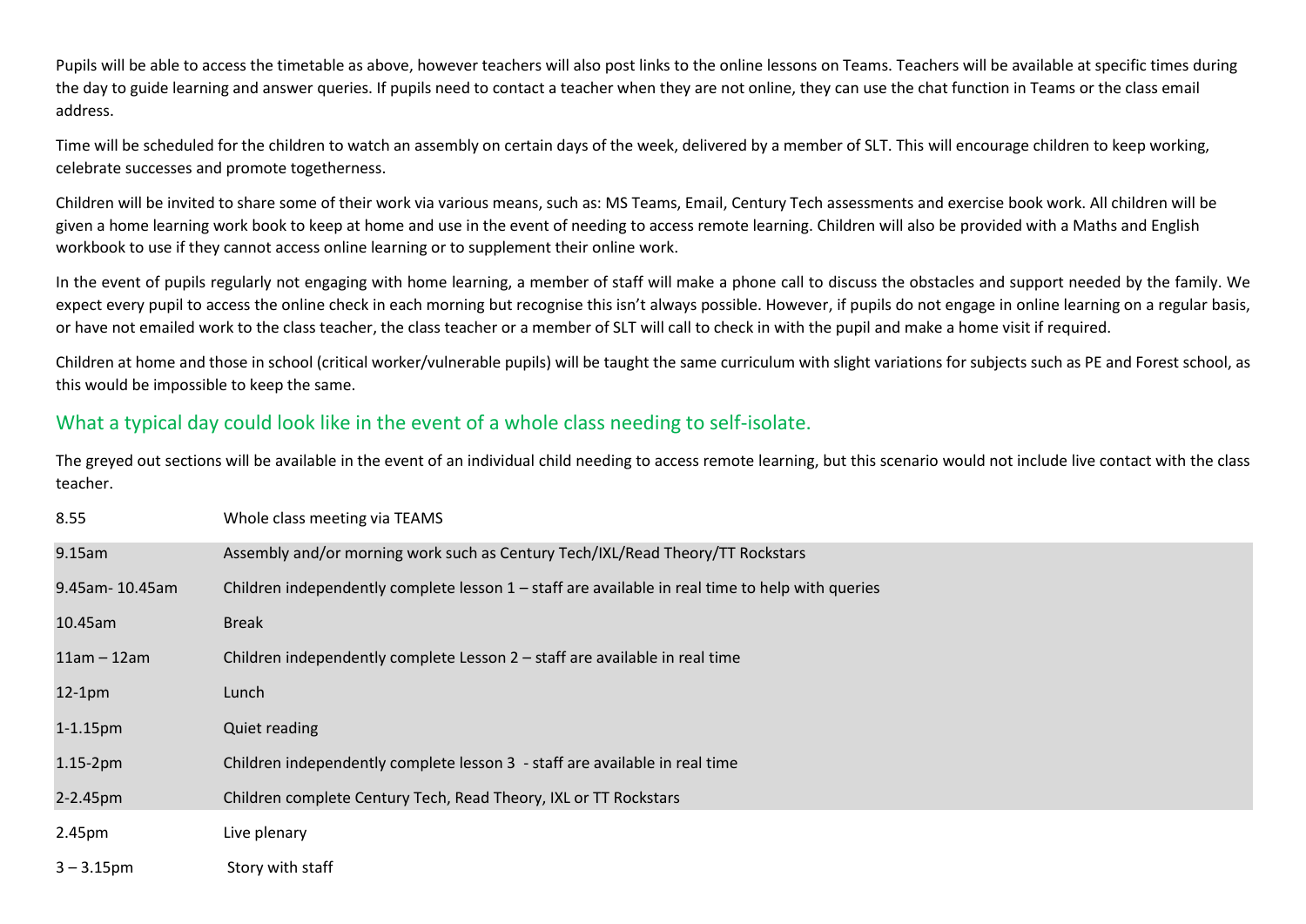Pupils will be able to access the timetable as above, however teachers will also post links to the online lessons on Teams. Teachers will be available at specific times during the day to guide learning and answer queries. If pupils need to contact a teacher when they are not online, they can use the chat function in Teams or the class email address.

Time will be scheduled for the children to watch an assembly on certain days of the week, delivered by a member of SLT. This will encourage children to keep working, celebrate successes and promote togetherness.

Children will be invited to share some of their work via various means, such as: MS Teams, Email, Century Tech assessments and exercise book work. All children will be given a home learning work book to keep at home and use in the event of needing to access remote learning. Children will also be provided with a Maths and English workbook to use if they cannot access online learning or to supplement their online work.

In the event of pupils regularly not engaging with home learning, a member of staff will make a phone call to discuss the obstacles and support needed by the family. We expect every pupil to access the online check in each morning but recognise this isn't always possible. However, if pupils do not engage in online learning on a regular basis, or have not emailed work to the class teacher, the class teacher or a member of SLT will call to check in with the pupil and make a home visit if required.

Children at home and those in school (critical worker/vulnerable pupils) will be taught the same curriculum with slight variations for subjects such as PE and Forest school, as this would be impossible to keep the same.

## What a typical day could look like in the event of a whole class needing to self-isolate.

The greyed out sections will be available in the event of an individual child needing to access remote learning, but this scenario would not include live contact with the class teacher.

| Time | Activity |
|---|---|
| 8.55 | Whole class meeting via TEAMS |
| 9.15am | Assembly and/or morning work such as Century Tech/IXL/Read Theory/TT Rockstars |
| 9.45am- 10.45am | Children independently complete lesson 1 – staff are available in real time to help with queries |
| 10.45am | Break |
| 11am – 12am | Children independently complete Lesson 2 – staff are available in real time |
| 12-1pm | Lunch |
| 1-1.15pm | Quiet reading |
| 1.15-2pm | Children independently complete lesson 3 - staff are available in real time |
| 2-2.45pm | Children complete Century Tech, Read Theory, IXL or TT Rockstars |
| 2.45pm | Live plenary |
| 3 – 3.15pm | Story with staff |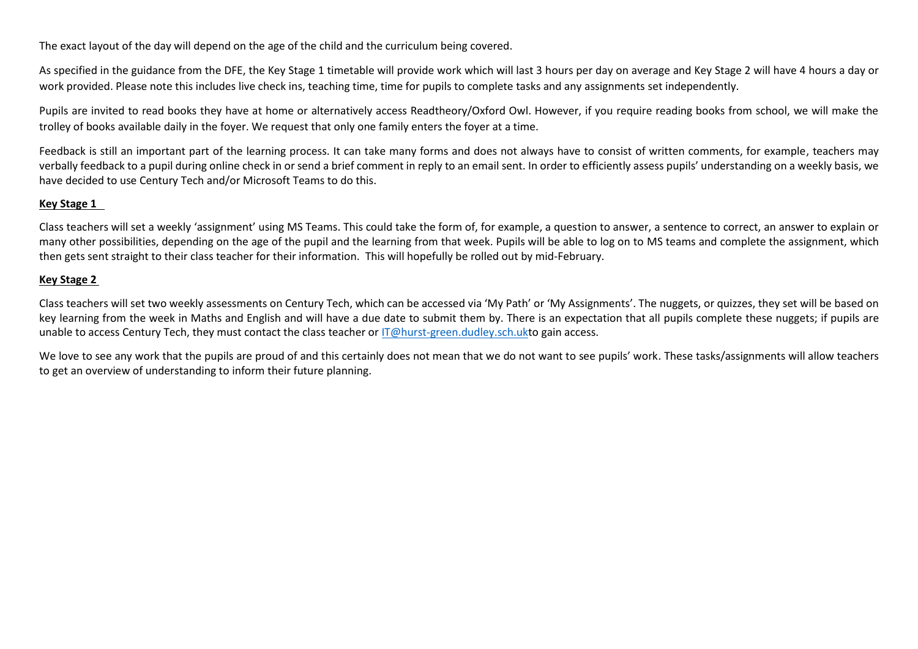The exact layout of the day will depend on the age of the child and the curriculum being covered.

As specified in the guidance from the DFE, the Key Stage 1 timetable will provide work which will last 3 hours per day on average and Key Stage 2 will have 4 hours a day or work provided. Please note this includes live check ins, teaching time, time for pupils to complete tasks and any assignments set independently.

Pupils are invited to read books they have at home or alternatively access Readtheory/Oxford Owl. However, if you require reading books from school, we will make the trolley of books available daily in the foyer. We request that only one family enters the foyer at a time.

Feedback is still an important part of the learning process. It can take many forms and does not always have to consist of written comments, for example, teachers may verbally feedback to a pupil during online check in or send a brief comment in reply to an email sent. In order to efficiently assess pupils' understanding on a weekly basis, we have decided to use Century Tech and/or Microsoft Teams to do this.

**Key Stage 1**

Class teachers will set a weekly 'assignment' using MS Teams. This could take the form of, for example, a question to answer, a sentence to correct, an answer to explain or many other possibilities, depending on the age of the pupil and the learning from that week. Pupils will be able to log on to MS teams and complete the assignment, which then gets sent straight to their class teacher for their information. This will hopefully be rolled out by mid-February.

**Key Stage 2**

Class teachers will set two weekly assessments on Century Tech, which can be accessed via 'My Path' or 'My Assignments'. The nuggets, or quizzes, they set will be based on key learning from the week in Maths and English and will have a due date to submit them by. There is an expectation that all pupils complete these nuggets; if pupils are unable to access Century Tech, they must contact the class teacher or IT@hurst-green.dudley.sch.ukto gain access.

We love to see any work that the pupils are proud of and this certainly does not mean that we do not want to see pupils' work. These tasks/assignments will allow teachers to get an overview of understanding to inform their future planning.